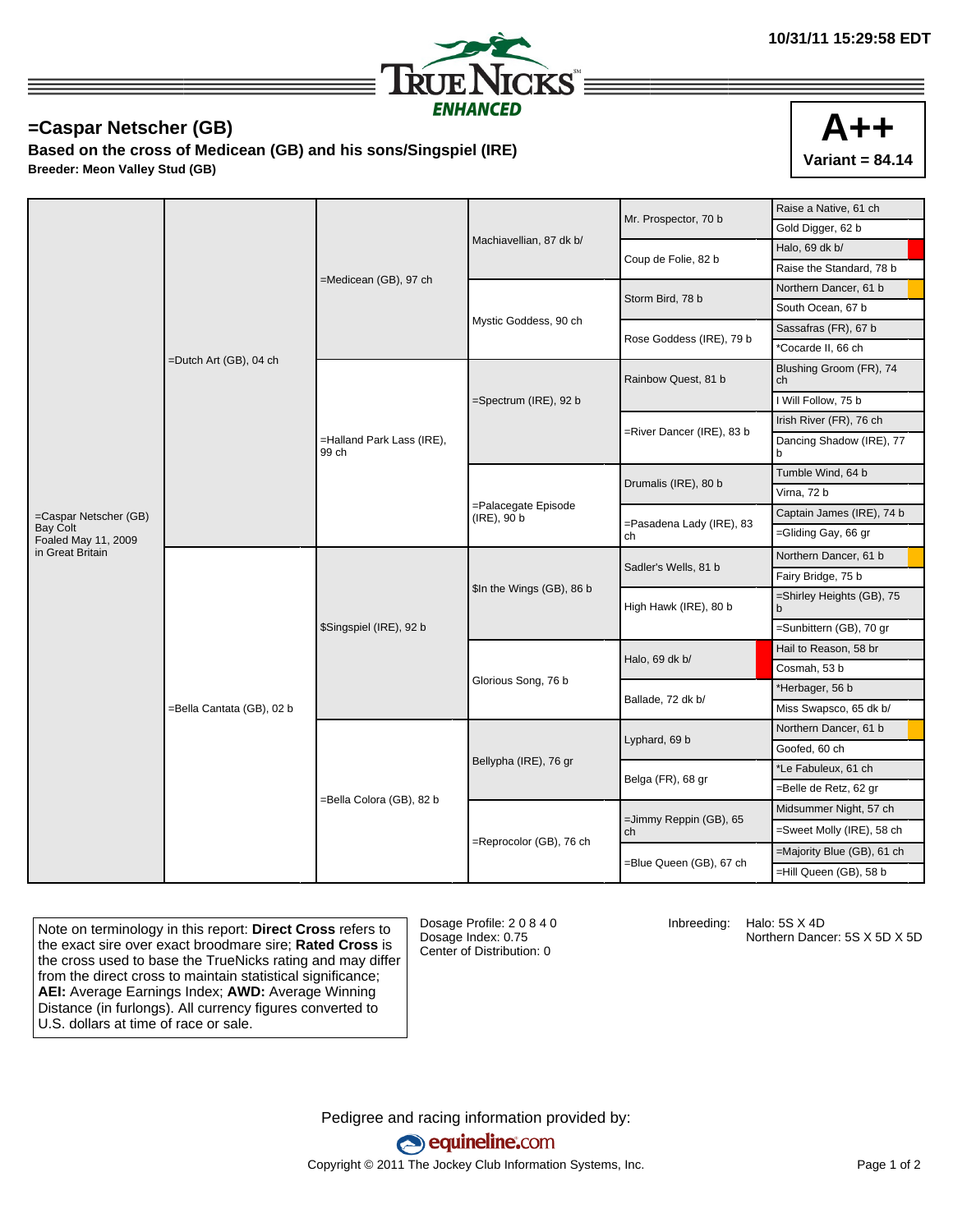10/31/11 15:29:58 EDT

TRUE NICKS ENHANCED

# =Caspar Netscher (GB)

**Based on the cross of Medicean (GB) and his sons/Singspiel (IRE)**

**Breeder: Meon Valley Stud (GB)**

**A++**
**Variant = 84.14**

| Horse | Sire/Dam | 2nd Gen | 3rd Gen | 4th Gen | 5th Gen |
|---|---|---|---|---|---|
| =Caspar Netscher (GB) Bay Colt Foaled May 11, 2009 in Great Britain | =Dutch Art (GB), 04 ch | =Medicean (GB), 97 ch | Machiavellian, 87 dk b/ | Mr. Prospector, 70 b | Raise a Native, 61 ch |
| | | | | | Gold Digger, 62 b |
| | | | | Coup de Folie, 82 b | Halo, 69 dk b/ |
| | | | | | Raise the Standard, 78 b |
| | | | Mystic Goddess, 90 ch | Storm Bird, 78 b | Northern Dancer, 61 b |
| | | | | | South Ocean, 67 b |
| | | | | Rose Goddess (IRE), 79 b | Sassafras (FR), 67 b |
| | | | | | *Cocarde II, 66 ch |
| | | =Halland Park Lass (IRE), 99 ch | =Spectrum (IRE), 92 b | Rainbow Quest, 81 b | Blushing Groom (FR), 74 ch |
| | | | | | I Will Follow, 75 b |
| | | | | =River Dancer (IRE), 83 b | Irish River (FR), 76 ch |
| | | | | | Dancing Shadow (IRE), 77 b |
| | | | =Palacegate Episode (IRE), 90 b | Drumalis (IRE), 80 b | Tumble Wind, 64 b |
| | | | | | Virna, 72 b |
| | | | | =Pasadena Lady (IRE), 83 ch | Captain James (IRE), 74 b |
| | | | | | =Gliding Gay, 66 gr |
| | =Bella Cantata (GB), 02 b | $Singspiel (IRE), 92 b | $In the Wings (GB), 86 b | Sadler's Wells, 81 b | Northern Dancer, 61 b |
| | | | | | Fairy Bridge, 75 b |
| | | | | High Hawk (IRE), 80 b | =Shirley Heights (GB), 75 b |
| | | | | | =Sunbittern (GB), 70 gr |
| | | | Glorious Song, 76 b | Halo, 69 dk b/ | Hail to Reason, 58 br |
| | | | | | Cosmah, 53 b |
| | | | | Ballade, 72 dk b/ | *Herbager, 56 b |
| | | | | | Miss Swapsco, 65 dk b/ |
| | | =Bella Colora (GB), 82 b | Bellypha (IRE), 76 gr | Lyphard, 69 b | Northern Dancer, 61 b |
| | | | | | Goofed, 60 ch |
| | | | | Belga (FR), 68 gr | *Le Fabuleux, 61 ch |
| | | | | | =Belle de Retz, 62 gr |
| | | | =Reprocolor (GB), 76 ch | =Jimmy Reppin (GB), 65 ch | Midsummer Night, 57 ch |
| | | | | | =Sweet Molly (IRE), 58 ch |
| | | | | =Blue Queen (GB), 67 ch | =Majority Blue (GB), 61 ch |
| | | | | | =Hill Queen (GB), 58 b |

Note on terminology in this report: **Direct Cross** refers to the exact sire over exact broodmare sire; **Rated Cross** is the cross used to base the TrueNicks rating and may differ from the direct cross to maintain statistical significance; **AEI:** Average Earnings Index; **AWD:** Average Winning Distance (in furlongs). All currency figures converted to U.S. dollars at time of race or sale.

Dosage Profile: 2 0 8 4 0
Dosage Index: 0.75
Center of Distribution: 0

Inbreeding: Halo: 5S X 4D
Northern Dancer: 5S X 5D X 5D

Pedigree and racing information provided by:
equineline.com
Copyright © 2011 The Jockey Club Information Systems, Inc.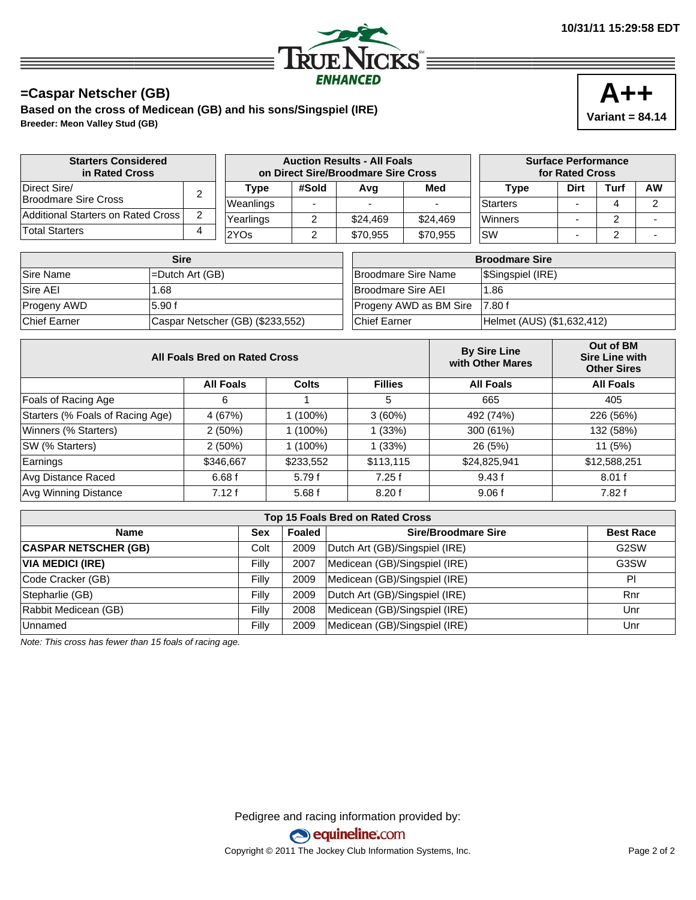10/31/11 15:29:58 EDT

TRUE NICKS ENHANCED

# =Caspar Netscher (GB)

**Based on the cross of Medicean (GB) and his sons/Singspiel (IRE)**

**Breeder: Meon Valley Stud (GB)**

**A++**
**Variant = 84.14**

| Starters Considered in Rated Cross | |
|---|---|
| Direct Sire/ Broodmare Sire Cross | 2 |
| Additional Starters on Rated Cross | 2 |
| Total Starters | 4 |

| Auction Results - All Foals on Direct Sire/Broodmare Sire Cross | | | |
|---|---|---|---|
| Type | #Sold | Avg | Med |
| Weanlings | - | - | - |
| Yearlings | 2 | $24,469 | $24,469 |
| 2YOs | 2 | $70,955 | $70,955 |

| Surface Performance for Rated Cross | | | |
|---|---|---|---|
| Type | Dirt | Turf | AW |
| Starters | - | 4 | 2 |
| Winners | - | 2 | - |
| SW | - | 2 | - |

| Sire | |
|---|---|
| Sire Name | =Dutch Art (GB) |
| Sire AEI | 1.68 |
| Progeny AWD | 5.90 f |
| Chief Earner | Caspar Netscher (GB) ($233,552) |

| Broodmare Sire | |
|---|---|
| Broodmare Sire Name | $Singspiel (IRE) |
| Broodmare Sire AEI | 1.86 |
| Progeny AWD as BM Sire | 7.80 f |
| Chief Earner | Helmet (AUS) ($1,632,412) |

| All Foals Bred on Rated Cross | | | | By Sire Line with Other Mares | Out of BM Sire Line with Other Sires |
|---|---|---|---|---|---|
| | All Foals | Colts | Fillies | All Foals | All Foals |
| Foals of Racing Age | 6 | 1 | 5 | 665 | 405 |
| Starters (% Foals of Racing Age) | 4 (67%) | 1 (100%) | 3 (60%) | 492 (74%) | 226 (56%) |
| Winners (% Starters) | 2 (50%) | 1 (100%) | 1 (33%) | 300 (61%) | 132 (58%) |
| SW (% Starters) | 2 (50%) | 1 (100%) | 1 (33%) | 26 (5%) | 11 (5%) |
| Earnings | $346,667 | $233,552 | $113,115 | $24,825,941 | $12,588,251 |
| Avg Distance Raced | 6.68 f | 5.79 f | 7.25 f | 9.43 f | 8.01 f |
| Avg Winning Distance | 7.12 f | 5.68 f | 8.20 f | 9.06 f | 7.82 f |

| Top 15 Foals Bred on Rated Cross | | | | |
|---|---|---|---|---|
| Name | Sex | Foaled | Sire/Broodmare Sire | Best Race |
| **CASPAR NETSCHER (GB)** | Colt | 2009 | Dutch Art (GB)/Singspiel (IRE) | G2SW |
| **VIA MEDICI (IRE)** | Filly | 2007 | Medicean (GB)/Singspiel (IRE) | G3SW |
| Code Cracker (GB) | Filly | 2009 | Medicean (GB)/Singspiel (IRE) | Pl |
| Stepharlie (GB) | Filly | 2009 | Dutch Art (GB)/Singspiel (IRE) | Rnr |
| Rabbit Medicean (GB) | Filly | 2008 | Medicean (GB)/Singspiel (IRE) | Unr |
| Unnamed | Filly | 2009 | Medicean (GB)/Singspiel (IRE) | Unr |

*Note: This cross has fewer than 15 foals of racing age.*

Pedigree and racing information provided by:
equineline.com
Copyright © 2011 The Jockey Club Information Systems, Inc.